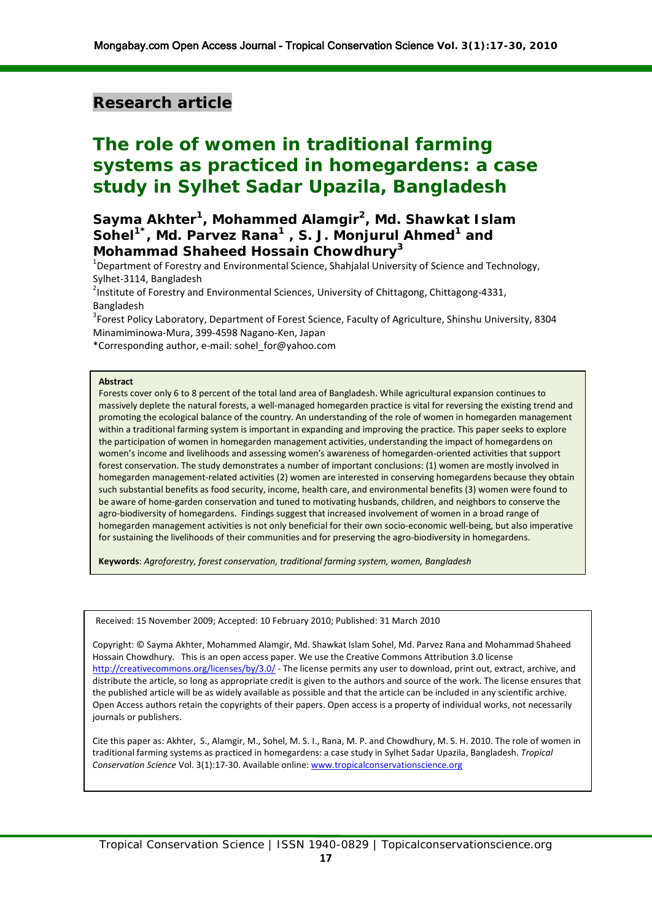**Research article**

# The role of women in traditional farming systems as practiced in homegardens: a case study in Sylhet Sadar Upazila, Bangladesh

## Sayma Akhter[1], Mohammed Alamgir[2], Md. Shawkat Islam Sohel[1*], Md. Parvez Rana[1], S. J. Monjurul Ahmed[1] and Mohammad Shaheed Hossain Chowdhury[3]

[1]Department of Forestry and Environmental Science, Shahjalal University of Science and Technology, Sylhet-3114, Bangladesh

[2]Institute of Forestry and Environmental Sciences, University of Chittagong, Chittagong-4331, Bangladesh

[3]Forest Policy Laboratory, Department of Forest Science, Faculty of Agriculture, Shinshu University, 8304 Minamiminowa-Mura, 399-4598 Nagano-Ken, Japan

*Corresponding author, e-mail: sohel_for@yahoo.com

**Abstract**

Forests cover only 6 to 8 percent of the total land area of Bangladesh. While agricultural expansion continues to massively deplete the natural forests, a well-managed homegarden practice is vital for reversing the existing trend and promoting the ecological balance of the country. An understanding of the role of women in homegarden management within a traditional farming system is important in expanding and improving the practice. This paper seeks to explore the participation of women in homegarden management activities, understanding the impact of homegardens on women's income and livelihoods and assessing women's awareness of homegarden-oriented activities that support forest conservation. The study demonstrates a number of important conclusions: (1) women are mostly involved in homegarden management-related activities (2) women are interested in conserving homegardens because they obtain such substantial benefits as food security, income, health care, and environmental benefits (3) women were found to be aware of home-garden conservation and tuned to motivating husbands, children, and neighbors to conserve the agro-biodiversity of homegardens. Findings suggest that increased involvement of women in a broad range of homegarden management activities is not only beneficial for their own socio-economic well-being, but also imperative for sustaining the livelihoods of their communities and for preserving the agro-biodiversity in homegardens.

**Keywords**: *Agroforestry, forest conservation, traditional farming system, women, Bangladesh*

Received: 15 November 2009; Accepted: 10 February 2010; Published: 31 March 2010

Copyright: © Sayma Akhter, Mohammed Alamgir, Md. Shawkat Islam Sohel, Md. Parvez Rana and Mohammad Shaheed Hossain Chowdhury. This is an open access paper. We use the Creative Commons Attribution 3.0 license http://creativecommons.org/licenses/by/3.0/ - The license permits any user to download, print out, extract, archive, and distribute the article, so long as appropriate credit is given to the authors and source of the work. The license ensures that the published article will be as widely available as possible and that the article can be included in any scientific archive. Open Access authors retain the copyrights of their papers. Open access is a property of individual works, not necessarily journals or publishers.

Cite this paper as: Akhter, S., Alamgir, M., Sohel, M. S. I., Rana, M. P. and Chowdhury, M. S. H. 2010. The role of women in traditional farming systems as practiced in homegardens: a case study in Sylhet Sadar Upazila, Bangladesh. *Tropical Conservation Science* Vol. 3(1):17-30. Available online: www.tropicalconservationscience.org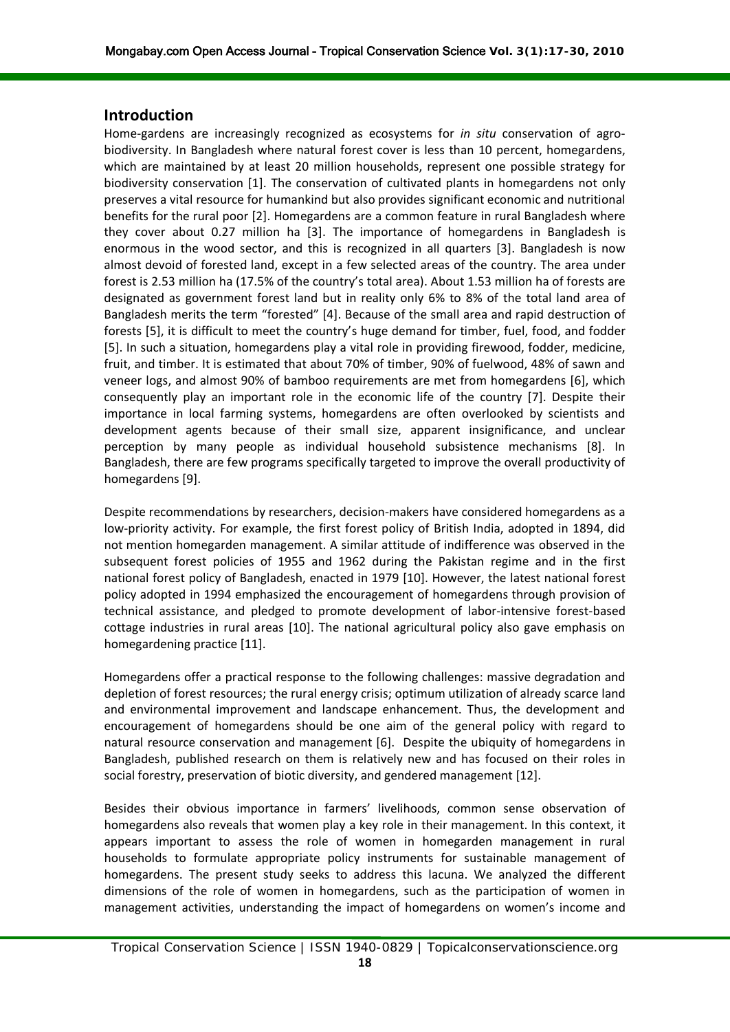## Introduction

Home-gardens are increasingly recognized as ecosystems for *in situ* conservation of agro-biodiversity. In Bangladesh where natural forest cover is less than 10 percent, homegardens, which are maintained by at least 20 million households, represent one possible strategy for biodiversity conservation [1]. The conservation of cultivated plants in homegardens not only preserves a vital resource for humankind but also provides significant economic and nutritional benefits for the rural poor [2]. Homegardens are a common feature in rural Bangladesh where they cover about 0.27 million ha [3]. The importance of homegardens in Bangladesh is enormous in the wood sector, and this is recognized in all quarters [3]. Bangladesh is now almost devoid of forested land, except in a few selected areas of the country. The area under forest is 2.53 million ha (17.5% of the country's total area). About 1.53 million ha of forests are designated as government forest land but in reality only 6% to 8% of the total land area of Bangladesh merits the term "forested" [4]. Because of the small area and rapid destruction of forests [5], it is difficult to meet the country's huge demand for timber, fuel, food, and fodder [5]. In such a situation, homegardens play a vital role in providing firewood, fodder, medicine, fruit, and timber. It is estimated that about 70% of timber, 90% of fuelwood, 48% of sawn and veneer logs, and almost 90% of bamboo requirements are met from homegardens [6], which consequently play an important role in the economic life of the country [7]. Despite their importance in local farming systems, homegardens are often overlooked by scientists and development agents because of their small size, apparent insignificance, and unclear perception by many people as individual household subsistence mechanisms [8]. In Bangladesh, there are few programs specifically targeted to improve the overall productivity of homegardens [9].

Despite recommendations by researchers, decision-makers have considered homegardens as a low-priority activity. For example, the first forest policy of British India, adopted in 1894, did not mention homegarden management. A similar attitude of indifference was observed in the subsequent forest policies of 1955 and 1962 during the Pakistan regime and in the first national forest policy of Bangladesh, enacted in 1979 [10]. However, the latest national forest policy adopted in 1994 emphasized the encouragement of homegardens through provision of technical assistance, and pledged to promote development of labor-intensive forest-based cottage industries in rural areas [10]. The national agricultural policy also gave emphasis on homegardening practice [11].

Homegardens offer a practical response to the following challenges: massive degradation and depletion of forest resources; the rural energy crisis; optimum utilization of already scarce land and environmental improvement and landscape enhancement. Thus, the development and encouragement of homegardens should be one aim of the general policy with regard to natural resource conservation and management [6]. Despite the ubiquity of homegardens in Bangladesh, published research on them is relatively new and has focused on their roles in social forestry, preservation of biotic diversity, and gendered management [12].

Besides their obvious importance in farmers' livelihoods, common sense observation of homegardens also reveals that women play a key role in their management. In this context, it appears important to assess the role of women in homegarden management in rural households to formulate appropriate policy instruments for sustainable management of homegardens. The present study seeks to address this lacuna. We analyzed the different dimensions of the role of women in homegardens, such as the participation of women in management activities, understanding the impact of homegardens on women's income and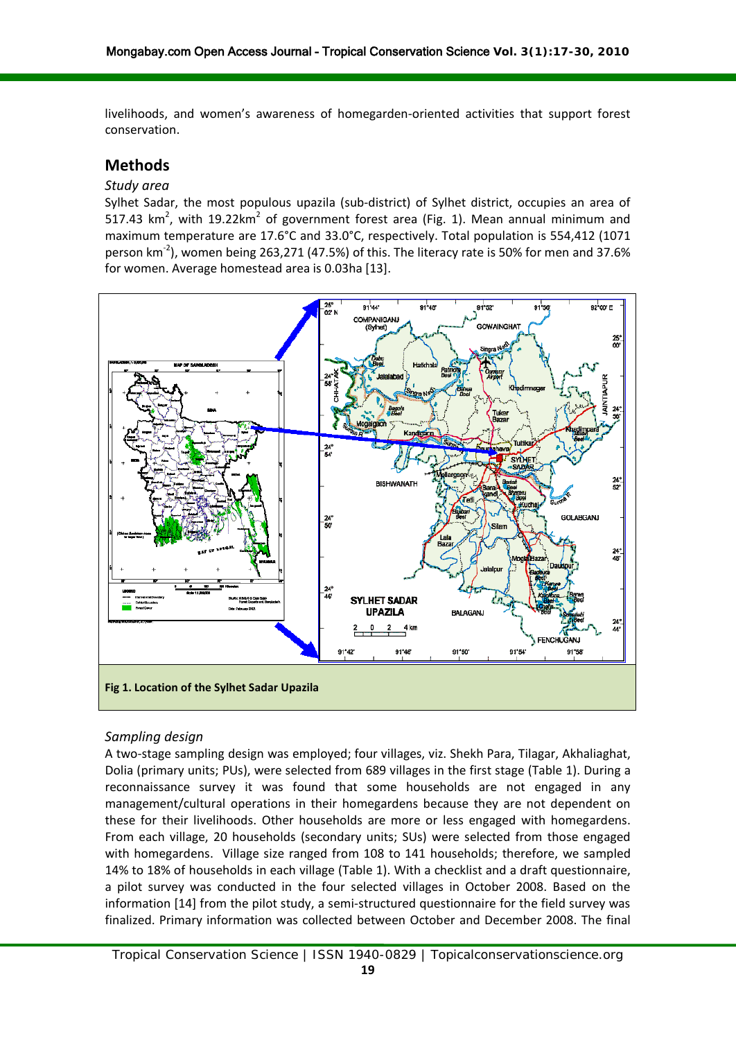livelihoods, and women's awareness of homegarden-oriented activities that support forest conservation.

## Methods

*Study area*

Sylhet Sadar, the most populous upazila (sub-district) of Sylhet district, occupies an area of 517.43 $km^2$, with 19.22$km^2$ of government forest area (Fig. 1). Mean annual minimum and maximum temperature are 17.6°C and 33.0°C, respectively. Total population is 554,412 (1071 person $km^{-2}$), women being 263,271 (47.5%) of this. The literacy rate is 50% for men and 37.6% for women. Average homestead area is 0.03ha [13].

**Fig 1. Location of the Sylhet Sadar Upazila**

*Sampling design*

A two-stage sampling design was employed; four villages, viz. Shekh Para, Tilagar, Akhaliaghat, Dolia (primary units; PUs), were selected from 689 villages in the first stage (Table 1). During a reconnaissance survey it was found that some households are not engaged in any management/cultural operations in their homegardens because they are not dependent on these for their livelihoods. Other households are more or less engaged with homegardens. From each village, 20 households (secondary units; SUs) were selected from those engaged with homegardens. Village size ranged from 108 to 141 households; therefore, we sampled 14% to 18% of households in each village (Table 1). With a checklist and a draft questionnaire, a pilot survey was conducted in the four selected villages in October 2008. Based on the information [14] from the pilot study, a semi-structured questionnaire for the field survey was finalized. Primary information was collected between October and December 2008. The final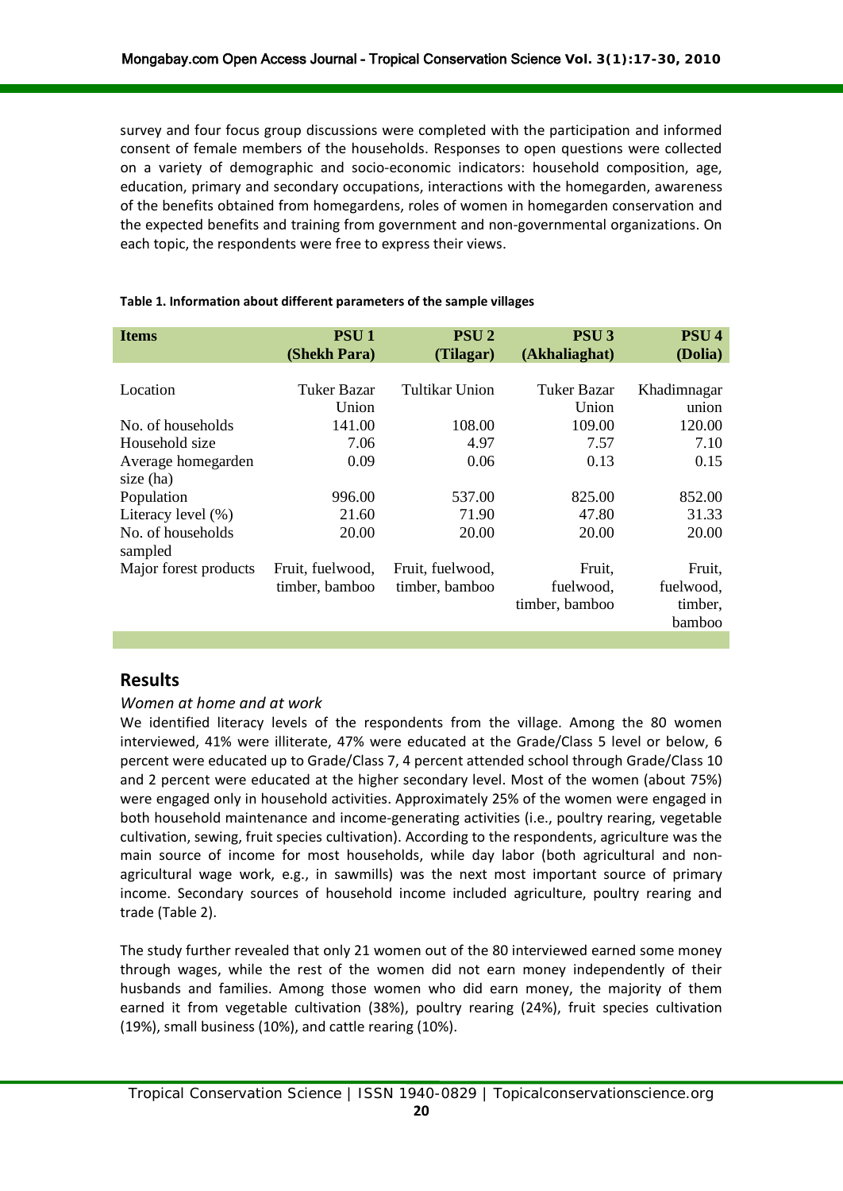survey and four focus group discussions were completed with the participation and informed consent of female members of the households. Responses to open questions were collected on a variety of demographic and socio-economic indicators: household composition, age, education, primary and secondary occupations, interactions with the homegarden, awareness of the benefits obtained from homegardens, roles of women in homegarden conservation and the expected benefits and training from government and non-governmental organizations. On each topic, the respondents were free to express their views.

**Table 1. Information about different parameters of the sample villages**

| Items | PSU 1 (Shekh Para) | PSU 2 (Tilagar) | PSU 3 (Akhaliaghat) | PSU 4 (Dolia) |
|---|---|---|---|---|
| Location | Tuker Bazar Union | Tultikar Union | Tuker Bazar Union | Khadimnagar union |
| No. of households | 141.00 | 108.00 | 109.00 | 120.00 |
| Household size | 7.06 | 4.97 | 7.57 | 7.10 |
| Average homegarden size (ha) | 0.09 | 0.06 | 0.13 | 0.15 |
| Population | 996.00 | 537.00 | 825.00 | 852.00 |
| Literacy level (%) | 21.60 | 71.90 | 47.80 | 31.33 |
| No. of households sampled | 20.00 | 20.00 | 20.00 | 20.00 |
| Major forest products | Fruit, fuelwood, timber, bamboo | Fruit, fuelwood, timber, bamboo | Fruit, fuelwood, timber, bamboo | Fruit, fuelwood, timber, bamboo |

## Results

### *Women at home and at work*

We identified literacy levels of the respondents from the village. Among the 80 women interviewed, 41% were illiterate, 47% were educated at the Grade/Class 5 level or below, 6 percent were educated up to Grade/Class 7, 4 percent attended school through Grade/Class 10 and 2 percent were educated at the higher secondary level. Most of the women (about 75%) were engaged only in household activities. Approximately 25% of the women were engaged in both household maintenance and income-generating activities (i.e., poultry rearing, vegetable cultivation, sewing, fruit species cultivation). According to the respondents, agriculture was the main source of income for most households, while day labor (both agricultural and non-agricultural wage work, e.g., in sawmills) was the next most important source of primary income. Secondary sources of household income included agriculture, poultry rearing and trade (Table 2).

The study further revealed that only 21 women out of the 80 interviewed earned some money through wages, while the rest of the women did not earn money independently of their husbands and families. Among those women who did earn money, the majority of them earned it from vegetable cultivation (38%), poultry rearing (24%), fruit species cultivation (19%), small business (10%), and cattle rearing (10%).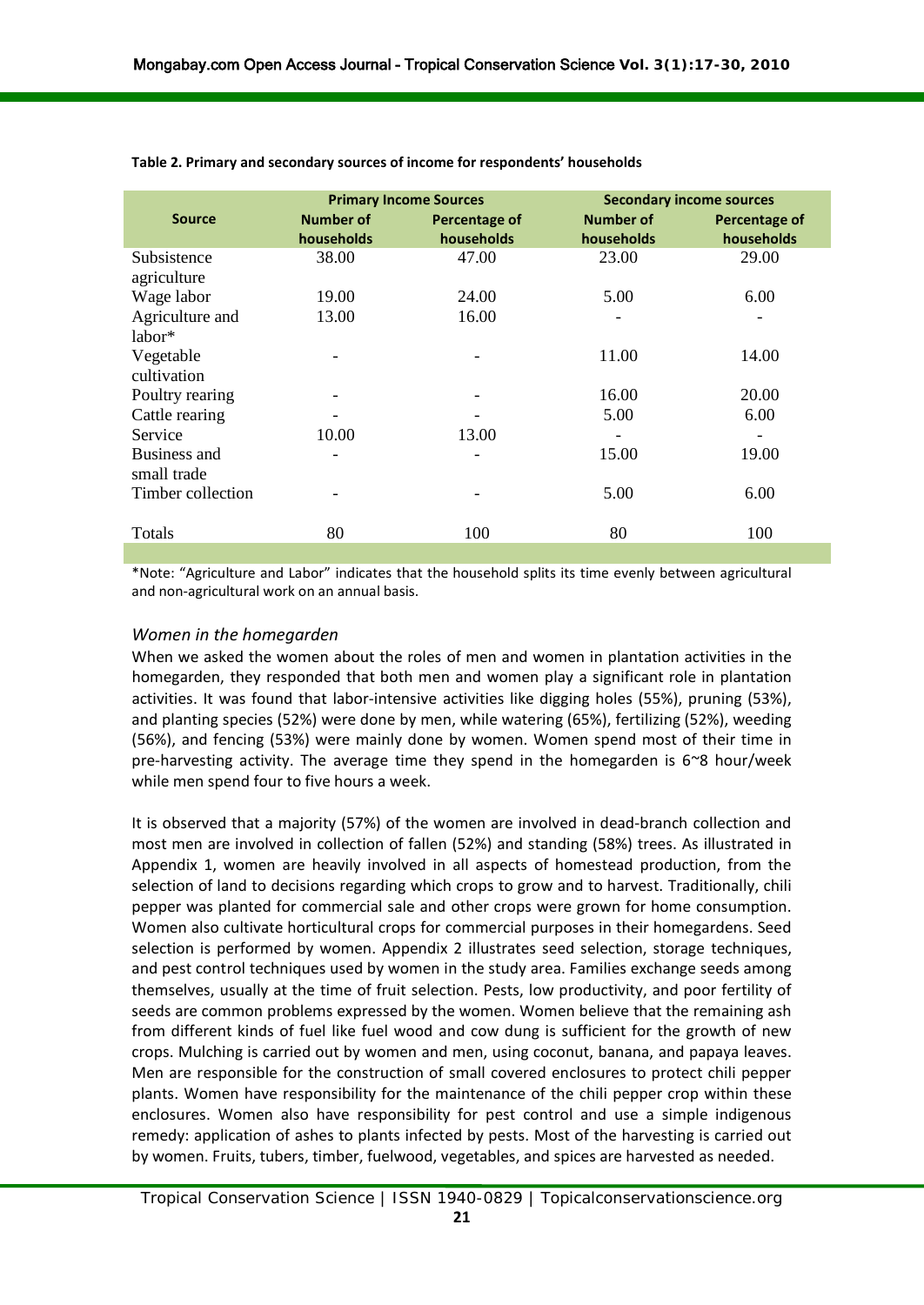**Table 2. Primary and secondary sources of income for respondents' households**

| Source | Primary Income Sources | | Secondary income sources | |
|---|---|---|---|---|
| | Number of households | Percentage of households | Number of households | Percentage of households |
| Subsistence agriculture | 38.00 | 47.00 | 23.00 | 29.00 |
| Wage labor | 19.00 | 24.00 | 5.00 | 6.00 |
| Agriculture and labor* | 13.00 | 16.00 | - | - |
| Vegetable cultivation | - | - | 11.00 | 14.00 |
| Poultry rearing | - | - | 16.00 | 20.00 |
| Cattle rearing | - | - | 5.00 | 6.00 |
| Service | 10.00 | 13.00 | - | - |
| Business and small trade | - | - | 15.00 | 19.00 |
| Timber collection | - | - | 5.00 | 6.00 |
| Totals | 80 | 100 | 80 | 100 |

*Note: "Agriculture and Labor" indicates that the household splits its time evenly between agricultural and non-agricultural work on an annual basis.

### *Women in the homegarden*

When we asked the women about the roles of men and women in plantation activities in the homegarden, they responded that both men and women play a significant role in plantation activities. It was found that labor-intensive activities like digging holes (55%), pruning (53%), and planting species (52%) were done by men, while watering (65%), fertilizing (52%), weeding (56%), and fencing (53%) were mainly done by women. Women spend most of their time in pre-harvesting activity. The average time they spend in the homegarden is 6~8 hour/week while men spend four to five hours a week.

It is observed that a majority (57%) of the women are involved in dead-branch collection and most men are involved in collection of fallen (52%) and standing (58%) trees. As illustrated in Appendix 1, women are heavily involved in all aspects of homestead production, from the selection of land to decisions regarding which crops to grow and to harvest. Traditionally, chili pepper was planted for commercial sale and other crops were grown for home consumption. Women also cultivate horticultural crops for commercial purposes in their homegardens. Seed selection is performed by women. Appendix 2 illustrates seed selection, storage techniques, and pest control techniques used by women in the study area. Families exchange seeds among themselves, usually at the time of fruit selection. Pests, low productivity, and poor fertility of seeds are common problems expressed by the women. Women believe that the remaining ash from different kinds of fuel like fuel wood and cow dung is sufficient for the growth of new crops. Mulching is carried out by women and men, using coconut, banana, and papaya leaves. Men are responsible for the construction of small covered enclosures to protect chili pepper plants. Women have responsibility for the maintenance of the chili pepper crop within these enclosures. Women also have responsibility for pest control and use a simple indigenous remedy: application of ashes to plants infected by pests. Most of the harvesting is carried out by women. Fruits, tubers, timber, fuelwood, vegetables, and spices are harvested as needed.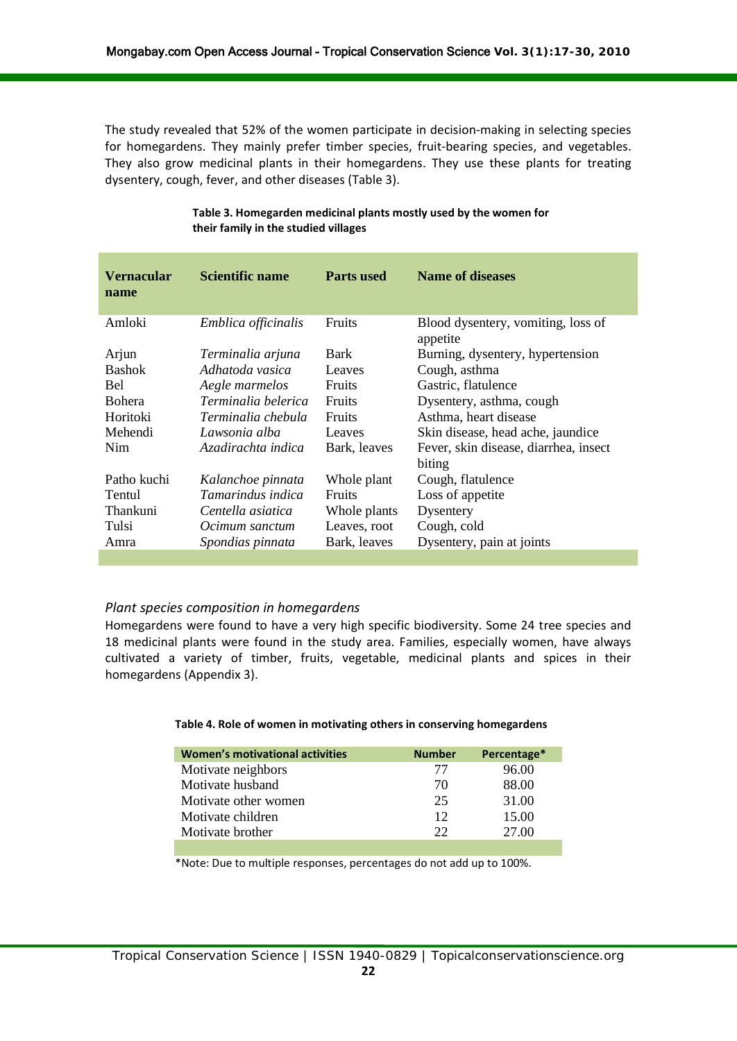The study revealed that 52% of the women participate in decision-making in selecting species for homegardens. They mainly prefer timber species, fruit-bearing species, and vegetables. They also grow medicinal plants in their homegardens. They use these plants for treating dysentery, cough, fever, and other diseases (Table 3).

**Table 3. Homegarden medicinal plants mostly used by the women for their family in the studied villages**

| Vernacular name | Scientific name | Parts used | Name of diseases |
|---|---|---|---|
| Amloki | *Emblica officinalis* | Fruits | Blood dysentery, vomiting, loss of appetite |
| Arjun | *Terminalia arjuna* | Bark | Burning, dysentery, hypertension |
| Bashok | *Adhatoda vasica* | Leaves | Cough, asthma |
| Bel | *Aegle marmelos* | Fruits | Gastric, flatulence |
| Bohera | *Terminalia belerica* | Fruits | Dysentery, asthma, cough |
| Horitoki | *Terminalia chebula* | Fruits | Asthma, heart disease |
| Mehendi | *Lawsonia alba* | Leaves | Skin disease, head ache, jaundice |
| Nim | *Azadirachta indica* | Bark, leaves | Fever, skin disease, diarrhea, insect biting |
| Patho kuchi | *Kalanchoe pinnata* | Whole plant | Cough, flatulence |
| Tentul | *Tamarindus indica* | Fruits | Loss of appetite |
| Thankuni | *Centella asiatica* | Whole plants | Dysentery |
| Tulsi | *Ocimum sanctum* | Leaves, root | Cough, cold |
| Amra | *Spondias pinnata* | Bark, leaves | Dysentery, pain at joints |

### *Plant species composition in homegardens*

Homegardens were found to have a very high specific biodiversity. Some 24 tree species and 18 medicinal plants were found in the study area. Families, especially women, have always cultivated a variety of timber, fruits, vegetable, medicinal plants and spices in their homegardens (Appendix 3).

**Table 4. Role of women in motivating others in conserving homegardens**

| Women's motivational activities | Number | Percentage* |
|---|---|---|
| Motivate neighbors | 77 | 96.00 |
| Motivate husband | 70 | 88.00 |
| Motivate other women | 25 | 31.00 |
| Motivate children | 12 | 15.00 |
| Motivate brother | 22 | 27.00 |

*Note: Due to multiple responses, percentages do not add up to 100%.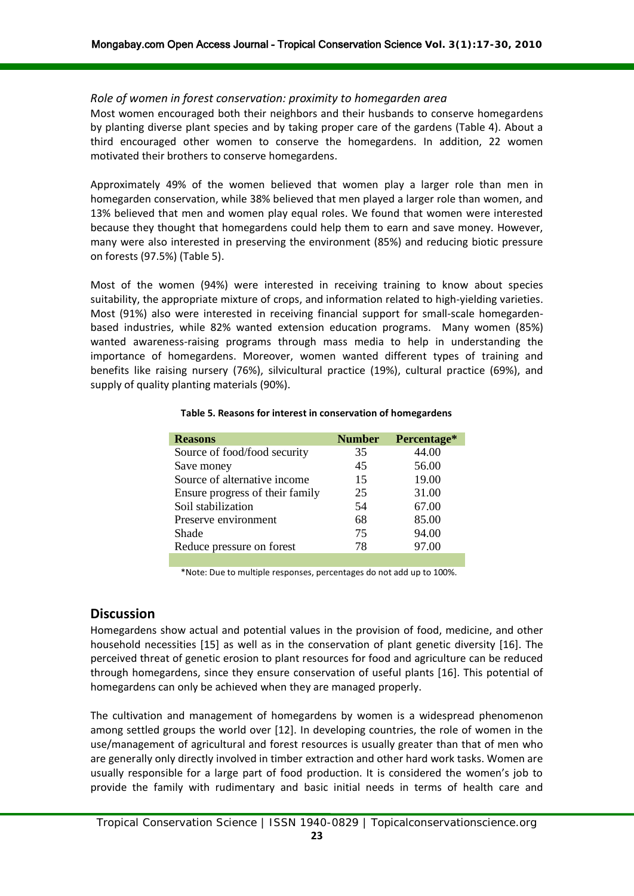*Role of women in forest conservation: proximity to homegarden area*

Most women encouraged both their neighbors and their husbands to conserve homegardens by planting diverse plant species and by taking proper care of the gardens (Table 4). About a third encouraged other women to conserve the homegardens. In addition, 22 women motivated their brothers to conserve homegardens.

Approximately 49% of the women believed that women play a larger role than men in homegarden conservation, while 38% believed that men played a larger role than women, and 13% believed that men and women play equal roles. We found that women were interested because they thought that homegardens could help them to earn and save money. However, many were also interested in preserving the environment (85%) and reducing biotic pressure on forests (97.5%) (Table 5).

Most of the women (94%) were interested in receiving training to know about species suitability, the appropriate mixture of crops, and information related to high-yielding varieties. Most (91%) also were interested in receiving financial support for small-scale homegarden-based industries, while 82% wanted extension education programs. Many women (85%) wanted awareness-raising programs through mass media to help in understanding the importance of homegardens. Moreover, women wanted different types of training and benefits like raising nursery (76%), silvicultural practice (19%), cultural practice (69%), and supply of quality planting materials (90%).

**Table 5. Reasons for interest in conservation of homegardens**

| Reasons | Number | Percentage* |
|---|---|---|
| Source of food/food security | 35 | 44.00 |
| Save money | 45 | 56.00 |
| Source of alternative income | 15 | 19.00 |
| Ensure progress of their family | 25 | 31.00 |
| Soil stabilization | 54 | 67.00 |
| Preserve environment | 68 | 85.00 |
| Shade | 75 | 94.00 |
| Reduce pressure on forest | 78 | 97.00 |

*Note: Due to multiple responses, percentages do not add up to 100%.

## Discussion

Homegardens show actual and potential values in the provision of food, medicine, and other household necessities [15] as well as in the conservation of plant genetic diversity [16]. The perceived threat of genetic erosion to plant resources for food and agriculture can be reduced through homegardens, since they ensure conservation of useful plants [16]. This potential of homegardens can only be achieved when they are managed properly.

The cultivation and management of homegardens by women is a widespread phenomenon among settled groups the world over [12]. In developing countries, the role of women in the use/management of agricultural and forest resources is usually greater than that of men who are generally only directly involved in timber extraction and other hard work tasks. Women are usually responsible for a large part of food production. It is considered the women's job to provide the family with rudimentary and basic initial needs in terms of health care and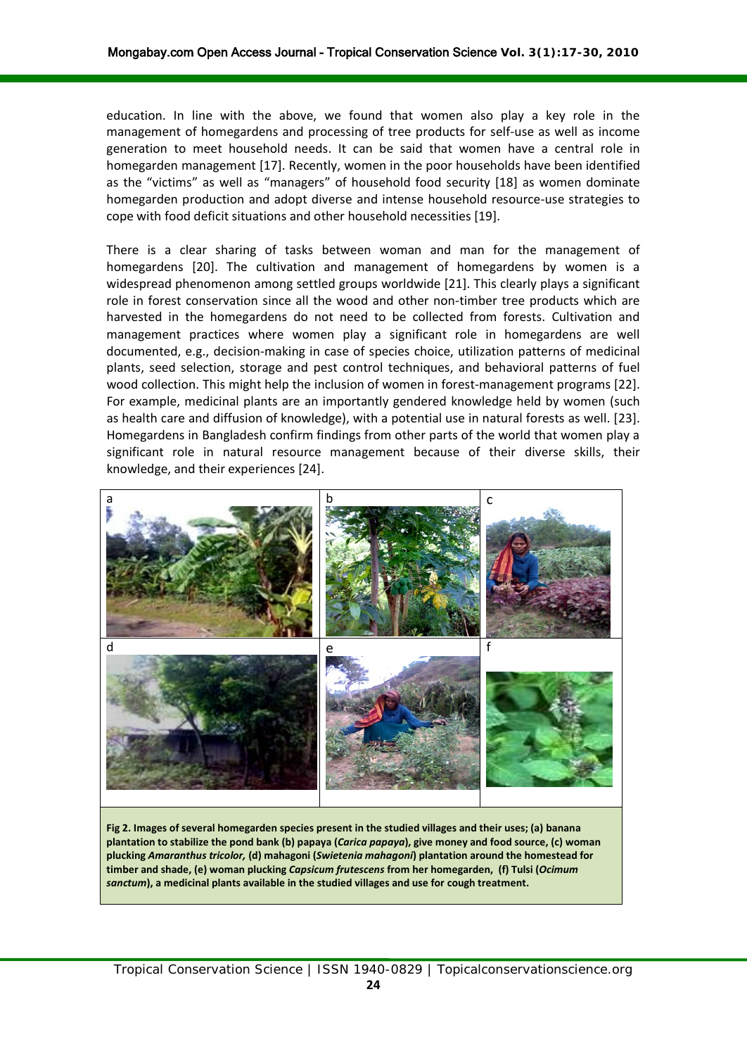education. In line with the above, we found that women also play a key role in the management of homegardens and processing of tree products for self-use as well as income generation to meet household needs. It can be said that women have a central role in homegarden management [17]. Recently, women in the poor households have been identified as the "victims" as well as "managers" of household food security [18] as women dominate homegarden production and adopt diverse and intense household resource-use strategies to cope with food deficit situations and other household necessities [19].

There is a clear sharing of tasks between woman and man for the management of homegardens [20]. The cultivation and management of homegardens by women is a widespread phenomenon among settled groups worldwide [21]. This clearly plays a significant role in forest conservation since all the wood and other non-timber tree products which are harvested in the homegardens do not need to be collected from forests. Cultivation and management practices where women play a significant role in homegardens are well documented, e.g., decision-making in case of species choice, utilization patterns of medicinal plants, seed selection, storage and pest control techniques, and behavioral patterns of fuel wood collection. This might help the inclusion of women in forest-management programs [22]. For example, medicinal plants are an importantly gendered knowledge held by women (such as health care and diffusion of knowledge), with a potential use in natural forests as well. [23]. Homegardens in Bangladesh confirm findings from other parts of the world that women play a significant role in natural resource management because of their diverse skills, their knowledge, and their experiences [24].

**Fig 2. Images of several homegarden species present in the studied villages and their uses; (a) banana plantation to stabilize the pond bank (b) papaya (*Carica papaya*), give money and food source, (c) woman plucking *Amaranthus tricolor,* (d) mahagoni (*Swietenia mahagoni*) plantation around the homestead for timber and shade, (e) woman plucking *Capsicum frutescens* from her homegarden, (f) Tulsi (*Ocimum sanctum*), a medicinal plants available in the studied villages and use for cough treatment.**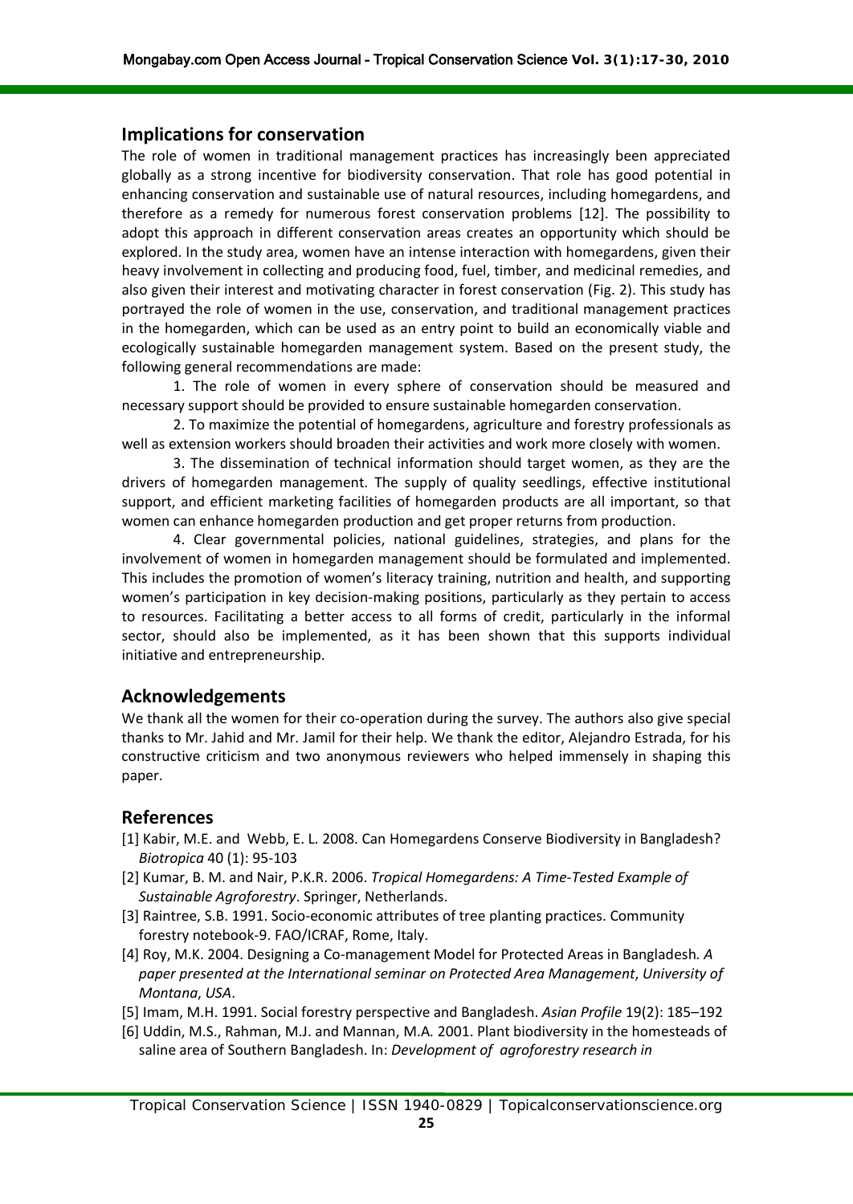## Implications for conservation

The role of women in traditional management practices has increasingly been appreciated globally as a strong incentive for biodiversity conservation. That role has good potential in enhancing conservation and sustainable use of natural resources, including homegardens, and therefore as a remedy for numerous forest conservation problems [12]. The possibility to adopt this approach in different conservation areas creates an opportunity which should be explored. In the study area, women have an intense interaction with homegardens, given their heavy involvement in collecting and producing food, fuel, timber, and medicinal remedies, and also given their interest and motivating character in forest conservation (Fig. 2). This study has portrayed the role of women in the use, conservation, and traditional management practices in the homegarden, which can be used as an entry point to build an economically viable and ecologically sustainable homegarden management system. Based on the present study, the following general recommendations are made:

1. The role of women in every sphere of conservation should be measured and necessary support should be provided to ensure sustainable homegarden conservation.

2. To maximize the potential of homegardens, agriculture and forestry professionals as well as extension workers should broaden their activities and work more closely with women.

3. The dissemination of technical information should target women, as they are the drivers of homegarden management. The supply of quality seedlings, effective institutional support, and efficient marketing facilities of homegarden products are all important, so that women can enhance homegarden production and get proper returns from production.

4. Clear governmental policies, national guidelines, strategies, and plans for the involvement of women in homegarden management should be formulated and implemented. This includes the promotion of women's literacy training, nutrition and health, and supporting women's participation in key decision-making positions, particularly as they pertain to access to resources. Facilitating a better access to all forms of credit, particularly in the informal sector, should also be implemented, as it has been shown that this supports individual initiative and entrepreneurship.

## Acknowledgements

We thank all the women for their co-operation during the survey. The authors also give special thanks to Mr. Jahid and Mr. Jamil for their help. We thank the editor, Alejandro Estrada, for his constructive criticism and two anonymous reviewers who helped immensely in shaping this paper.

## References

[1] Kabir, M.E. and Webb, E. L. 2008. Can Homegardens Conserve Biodiversity in Bangladesh? *Biotropica* 40 (1): 95-103

[2] Kumar, B. M. and Nair, P.K.R. 2006. *Tropical Homegardens: A Time-Tested Example of Sustainable Agroforestry*. Springer, Netherlands.

[3] Raintree, S.B. 1991. Socio-economic attributes of tree planting practices. Community forestry notebook-9. FAO/ICRAF, Rome, Italy.

[4] Roy, M.K. 2004. Designing a Co-management Model for Protected Areas in Bangladesh. *A paper presented at the International seminar on Protected Area Management*, *University of Montana*, *USA*.

[5] Imam, M.H. 1991. Social forestry perspective and Bangladesh. *Asian Profile* 19(2): 185–192

[6] Uddin, M.S., Rahman, M.J. and Mannan, M.A. 2001. Plant biodiversity in the homesteads of saline area of Southern Bangladesh. In: *Development of agroforestry research in*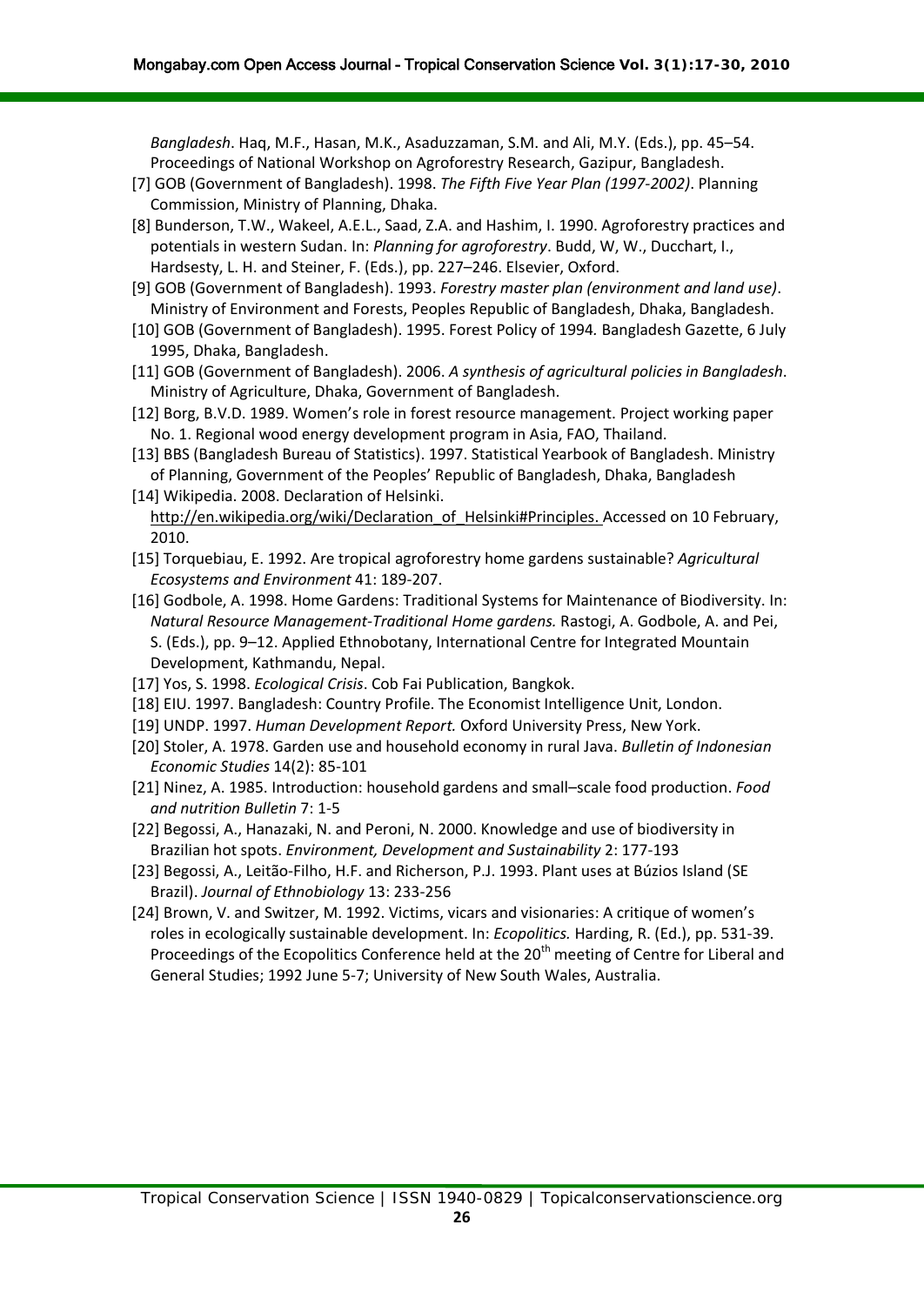*Bangladesh*. Haq, M.F., Hasan, M.K., Asaduzzaman, S.M. and Ali, M.Y. (Eds.), pp. 45–54. Proceedings of National Workshop on Agroforestry Research, Gazipur, Bangladesh.

[7] GOB (Government of Bangladesh). 1998. *The Fifth Five Year Plan (1997-2002)*. Planning Commission, Ministry of Planning, Dhaka.

[8] Bunderson, T.W., Wakeel, A.E.L., Saad, Z.A. and Hashim, I. 1990. Agroforestry practices and potentials in western Sudan. In: *Planning for agroforestry*. Budd, W, W., Ducchart, I., Hardsesty, L. H. and Steiner, F. (Eds.), pp. 227–246. Elsevier, Oxford.

[9] GOB (Government of Bangladesh). 1993. *Forestry master plan (environment and land use)*. Ministry of Environment and Forests, Peoples Republic of Bangladesh, Dhaka, Bangladesh.

[10] GOB (Government of Bangladesh). 1995. Forest Policy of 1994*.* Bangladesh Gazette, 6 July 1995, Dhaka, Bangladesh.

[11] GOB (Government of Bangladesh). 2006. *A synthesis of agricultural policies in Bangladesh*. Ministry of Agriculture, Dhaka, Government of Bangladesh.

[12] Borg, B.V.D. 1989. Women's role in forest resource management. Project working paper No. 1. Regional wood energy development program in Asia, FAO, Thailand.

[13] BBS (Bangladesh Bureau of Statistics). 1997. Statistical Yearbook of Bangladesh. Ministry of Planning, Government of the Peoples' Republic of Bangladesh, Dhaka, Bangladesh

[14] Wikipedia. 2008. Declaration of Helsinki. http://en.wikipedia.org/wiki/Declaration_of_Helsinki#Principles. Accessed on 10 February, 2010.

[15] Torquebiau, E. 1992. Are tropical agroforestry home gardens sustainable? *Agricultural Ecosystems and Environment* 41: 189-207.

[16] Godbole, A. 1998. Home Gardens: Traditional Systems for Maintenance of Biodiversity. In: *Natural Resource Management-Traditional Home gardens.* Rastogi, A. Godbole, A. and Pei, S. (Eds.), pp. 9–12. Applied Ethnobotany, International Centre for Integrated Mountain Development, Kathmandu, Nepal.

[17] Yos, S. 1998. *Ecological Crisis*. Cob Fai Publication, Bangkok.

[18] EIU. 1997. Bangladesh: Country Profile. The Economist Intelligence Unit, London.

[19] UNDP. 1997. *Human Development Report.* Oxford University Press, New York.

[20] Stoler, A. 1978. Garden use and household economy in rural Java. *Bulletin of Indonesian Economic Studies* 14(2): 85-101

[21] Ninez, A. 1985. Introduction: household gardens and small–scale food production. *Food and nutrition Bulletin* 7: 1-5

[22] Begossi, A., Hanazaki, N. and Peroni, N. 2000. Knowledge and use of biodiversity in Brazilian hot spots. *Environment, Development and Sustainability* 2: 177-193

[23] Begossi, A., Leitão-Filho, H.F. and Richerson, P.J. 1993. Plant uses at Búzios Island (SE Brazil). *Journal of Ethnobiology* 13: 233-256

[24] Brown, V. and Switzer, M. 1992. Victims, vicars and visionaries: A critique of women's roles in ecologically sustainable development. In: *Ecopolitics.* Harding, R. (Ed.), pp. 531-39. Proceedings of the Ecopolitics Conference held at the 20th meeting of Centre for Liberal and General Studies; 1992 June 5-7; University of New South Wales, Australia.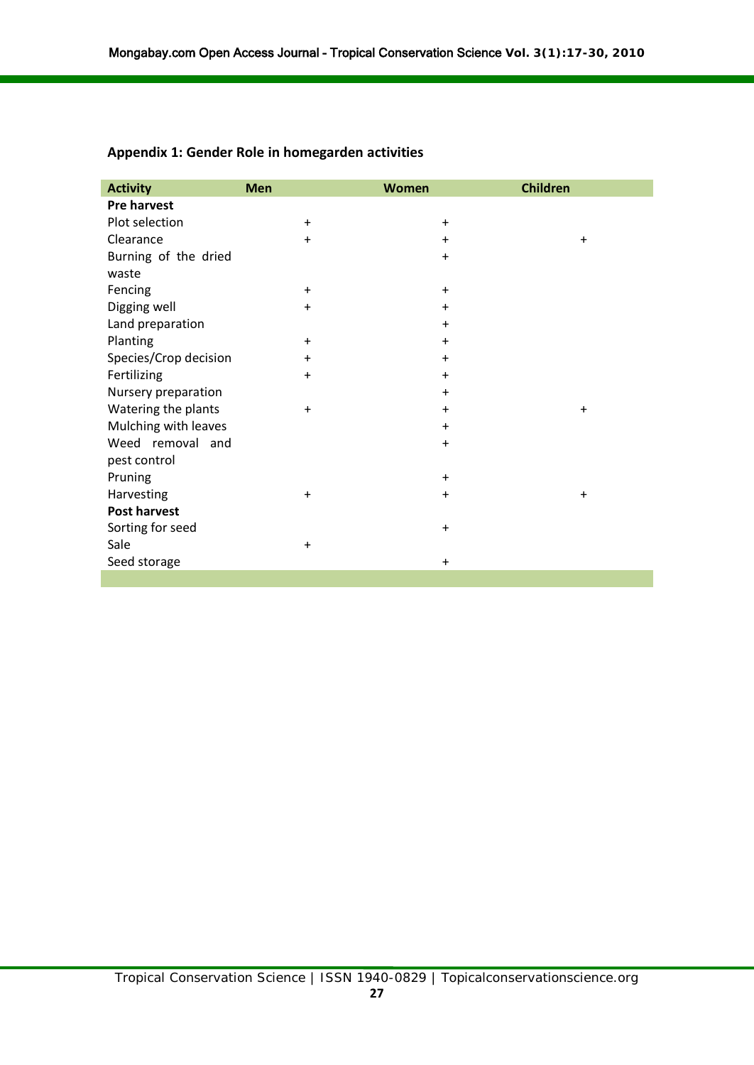## Appendix 1: Gender Role in homegarden activities

| Activity | Men | Women | Children |
|---|---|---|---|
| **Pre harvest** | | | |
| Plot selection | + | + | |
| Clearance | + | + | + |
| Burning of the dried waste | | + | |
| Fencing | + | + | |
| Digging well | + | + | |
| Land preparation | | + | |
| Planting | + | + | |
| Species/Crop decision | + | + | |
| Fertilizing | + | + | |
| Nursery preparation | | + | |
| Watering the plants | + | + | + |
| Mulching with leaves | | + | |
| Weed removal and pest control | | + | |
| Pruning | | + | |
| Harvesting | + | + | + |
| **Post harvest** | | | |
| Sorting for seed | | + | |
| Sale | + | | |
| Seed storage | | + | |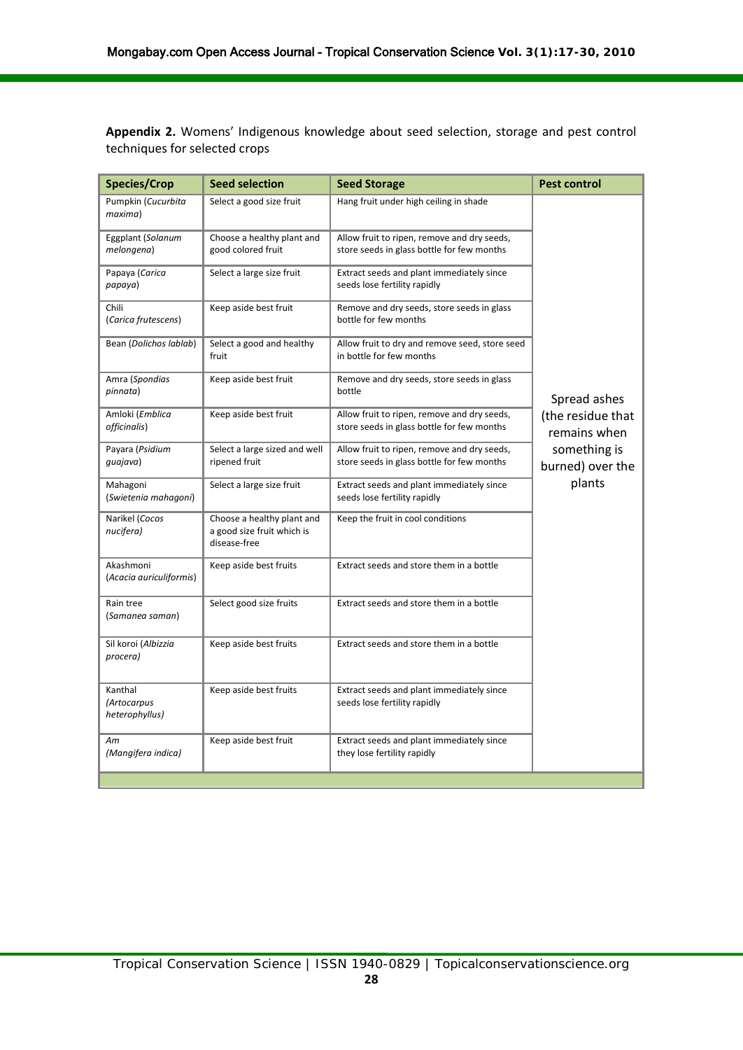**Appendix 2.** Womens' Indigenous knowledge about seed selection, storage and pest control techniques for selected crops

| Species/Crop | Seed selection | Seed Storage | Pest control |
|---|---|---|---|
| Pumpkin (*Cucurbita maxima*) | Select a good size fruit | Hang fruit under high ceiling in shade | Spread ashes (the residue that remains when something is burned) over the plants |
| Eggplant (*Solanum melongena*) | Choose a healthy plant and good colored fruit | Allow fruit to ripen, remove and dry seeds, store seeds in glass bottle for few months | |
| Papaya (*Carica papaya*) | Select a large size fruit | Extract seeds and plant immediately since seeds lose fertility rapidly | |
| Chili (*Carica frutescens*) | Keep aside best fruit | Remove and dry seeds, store seeds in glass bottle for few months | |
| Bean (*Dolichos lablab*) | Select a good and healthy fruit | Allow fruit to dry and remove seed, store seed in bottle for few months | |
| Amra (*Spondias pinnata*) | Keep aside best fruit | Remove and dry seeds, store seeds in glass bottle | |
| Amloki (*Emblica officinalis*) | Keep aside best fruit | Allow fruit to ripen, remove and dry seeds, store seeds in glass bottle for few months | |
| Payara (*Psidium guajava*) | Select a large sized and well ripened fruit | Allow fruit to ripen, remove and dry seeds, store seeds in glass bottle for few months | |
| Mahagoni (*Swietenia mahagoni*) | Select a large size fruit | Extract seeds and plant immediately since seeds lose fertility rapidly | |
| Narikel (*Cocos nucifera)* | Choose a healthy plant and a good size fruit which is disease-free | Keep the fruit in cool conditions | |
| Akashmoni (*Acacia auriculiformis*) | Keep aside best fruits | Extract seeds and store them in a bottle | |
| Rain tree (*Samanea saman*) | Select good size fruits | Extract seeds and store them in a bottle | |
| Sil koroi (*Albizzia procera)* | Keep aside best fruits | Extract seeds and store them in a bottle | |
| Kanthal *(Artocarpus heterophyllus)* | Keep aside best fruits | Extract seeds and plant immediately since seeds lose fertility rapidly | |
| *Am (Mangifera indica)* | Keep aside best fruit | Extract seeds and plant immediately since they lose fertility rapidly | |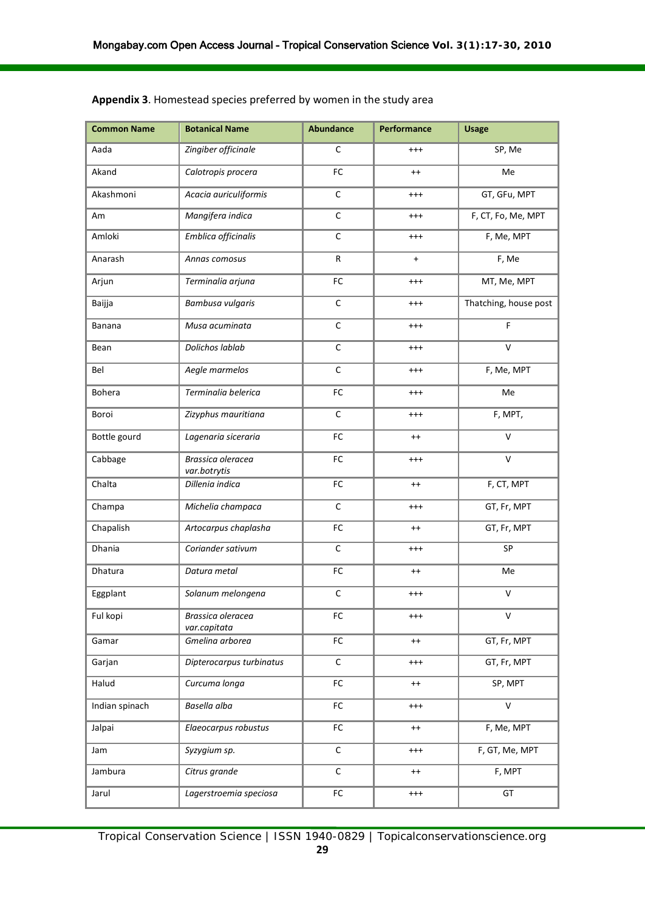**Appendix 3**. Homestead species preferred by women in the study area

| Common Name | Botanical Name | Abundance | Performance | Usage |
|---|---|---|---|---|
| Aada | *Zingiber officinale* | C | +++ | SP, Me |
| Akand | *Calotropis procera* | FC | ++ | Me |
| Akashmoni | *Acacia auriculiformis* | C | +++ | GT, GFu, MPT |
| Am | *Mangifera indica* | C | +++ | F, CT, Fo, Me, MPT |
| Amloki | *Emblica officinalis* | C | +++ | F, Me, MPT |
| Anarash | *Annas comosus* | R | + | F, Me |
| Arjun | *Terminalia arjuna* | FC | +++ | MT, Me, MPT |
| Baijja | *Bambusa vulgaris* | C | +++ | Thatching, house post |
| Banana | *Musa acuminata* | C | +++ | F |
| Bean | *Dolichos lablab* | C | +++ | V |
| Bel | *Aegle marmelos* | C | +++ | F, Me, MPT |
| Bohera | *Terminalia belerica* | FC | +++ | Me |
| Boroi | *Zizyphus mauritiana* | C | +++ | F, MPT, |
| Bottle gourd | *Lagenaria siceraria* | FC | ++ | V |
| Cabbage | *Brassica oleracea var.botrytis* | FC | +++ | V |
| Chalta | *Dillenia indica* | FC | ++ | F, CT, MPT |
| Champa | *Michelia champaca* | C | +++ | GT, Fr, MPT |
| Chapalish | *Artocarpus chaplasha* | FC | ++ | GT, Fr, MPT |
| Dhania | *Coriander sativum* | C | +++ | SP |
| Dhatura | *Datura metal* | FC | ++ | Me |
| Eggplant | *Solanum melongena* | C | +++ | V |
| Ful kopi | *Brassica oleracea var.capitata* | FC | +++ | V |
| Gamar | *Gmelina arborea* | FC | ++ | GT, Fr, MPT |
| Garjan | *Dipterocarpus turbinatus* | C | +++ | GT, Fr, MPT |
| Halud | *Curcuma longa* | FC | ++ | SP, MPT |
| Indian spinach | *Basella alba* | FC | +++ | V |
| Jalpai | *Elaeocarpus robustus* | FC | ++ | F, Me, MPT |
| Jam | *Syzygium sp.* | C | +++ | F, GT, Me, MPT |
| Jambura | *Citrus grande* | C | ++ | F, MPT |
| Jarul | *Lagerstroemia speciosa* | FC | +++ | GT |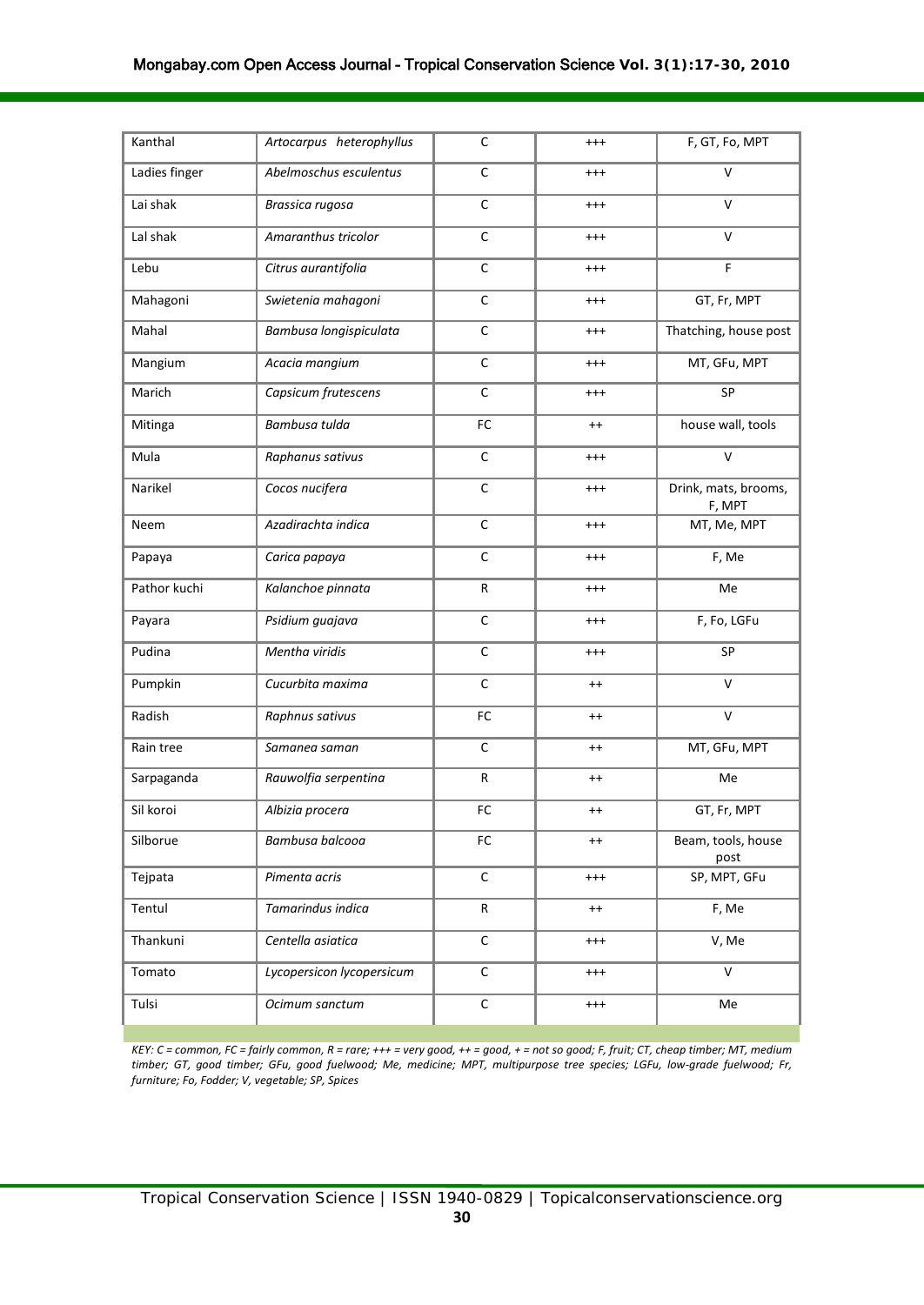| | | | | |
|---|---|---|---|---|
| Kanthal | *Artocarpus heterophyllus* | C | +++ | F, GT, Fo, MPT |
| Ladies finger | *Abelmoschus esculentus* | C | +++ | V |
| Lai shak | *Brassica rugosa* | C | +++ | V |
| Lal shak | *Amaranthus tricolor* | C | +++ | V |
| Lebu | *Citrus aurantifolia* | C | +++ | F |
| Mahagoni | *Swietenia mahagoni* | C | +++ | GT, Fr, MPT |
| Mahal | *Bambusa longispiculata* | C | +++ | Thatching, house post |
| Mangium | *Acacia mangium* | C | +++ | MT, GFu, MPT |
| Marich | *Capsicum frutescens* | C | +++ | SP |
| Mitinga | *Bambusa tulda* | FC | ++ | house wall, tools |
| Mula | *Raphanus sativus* | C | +++ | V |
| Narikel | *Cocos nucifera* | C | +++ | Drink, mats, brooms, F, MPT |
| Neem | *Azadirachta indica* | C | +++ | MT, Me, MPT |
| Papaya | *Carica papaya* | C | +++ | F, Me |
| Pathor kuchi | *Kalanchoe pinnata* | R | +++ | Me |
| Payara | *Psidium guajava* | C | +++ | F, Fo, LGFu |
| Pudina | *Mentha viridis* | C | +++ | SP |
| Pumpkin | *Cucurbita maxima* | C | ++ | V |
| Radish | *Raphnus sativus* | FC | ++ | V |
| Rain tree | *Samanea saman* | C | ++ | MT, GFu, MPT |
| Sarpaganda | *Rauwolfia serpentina* | R | ++ | Me |
| Sil koroi | *Albizia procera* | FC | ++ | GT, Fr, MPT |
| Silborue | *Bambusa balcooa* | FC | ++ | Beam, tools, house post |
| Tejpata | *Pimenta acris* | C | +++ | SP, MPT, GFu |
| Tentul | *Tamarindus indica* | R | ++ | F, Me |
| Thankuni | *Centella asiatica* | C | +++ | V, Me |
| Tomato | *Lycopersicon lycopersicum* | C | +++ | V |
| Tulsi | *Ocimum sanctum* | C | +++ | Me |

*KEY: C = common, FC = fairly common, R = rare; +++ = very good, ++ = good, + = not so good; F, fruit; CT, cheap timber; MT, medium timber; GT, good timber; GFu, good fuelwood; Me, medicine; MPT, multipurpose tree species; LGFu, low-grade fuelwood; Fr, furniture; Fo, Fodder; V, vegetable; SP, Spices*